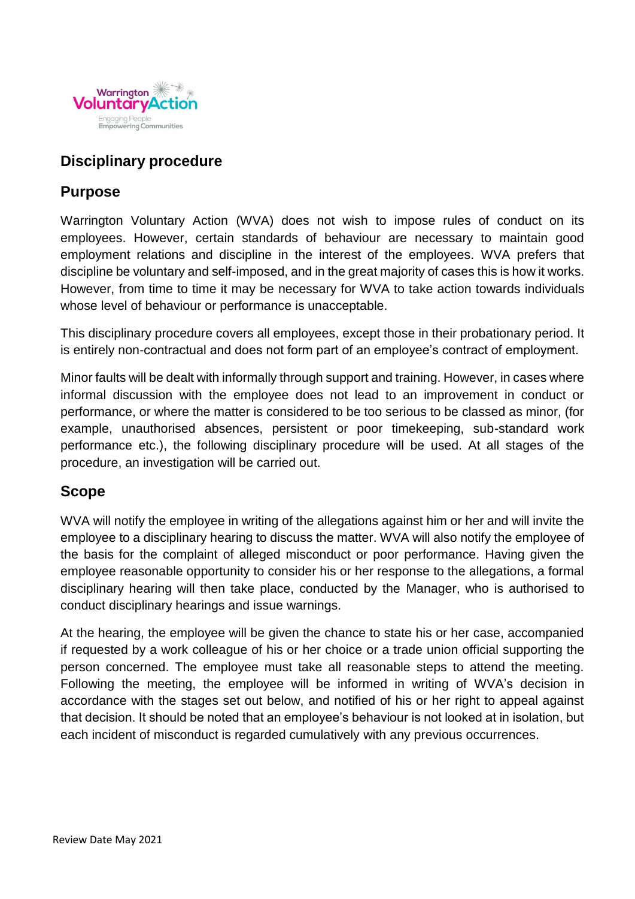# Disciplinary procedure

## Purpose

Warrington Voluntary Action (WVA) does not wish to impose rules of conduct on its employees. However, certain standards of behaviour are necessary to maintain good employment relations and discipline in the interest of the employees. WVA prefers that discipline be voluntary and self-imposed, and in the great majority of cases this is how it works. However, from time to time it may be necessary for WVA to take action towards individuals whose level of behaviour or performance is unacceptable.

This disciplinary procedure covers all employees, except those in their probationary period. It is entirely non-contractual and does not form part of an employee's contract of employment.

Minor faults will be dealt with informally through support and training. However, in cases where informal discussion with the employee does not lead to an improvement in conduct or performance, or where the matter is considered to be too serious to be classed as minor, (for example, unauthorised absences, persistent or poor timekeeping, sub-standard work performance etc.), the following disciplinary procedure will be used. At all stages of the procedure, an investigation will be carried out.

## Scope

WVA will notify the employee in writing of the allegations against him or her and will invite the employee to a disciplinary hearing to discuss the matter. WVA will also notify the employee of the basis for the complaint of alleged misconduct or poor performance. Having given the employee reasonable opportunity to consider his or her response to the allegations, a formal disciplinary hearing will then take place, conducted by the Manager, who is authorised to conduct disciplinary hearings and issue warnings.

At the hearing, the employee will be given the chance to state his or her case, accompanied if requested by a work colleague of his or her choice or a trade union official supporting the person concerned. The employee must take all reasonable steps to attend the meeting. Following the meeting, the employee will be informed in writing of WVA's decision in accordance with the stages set out below, and notified of his or her right to appeal against that decision. It should be noted that an employee's behaviour is not looked at in isolation, but each incident of misconduct is regarded cumulatively with any previous occurrences.

Review Date May 2021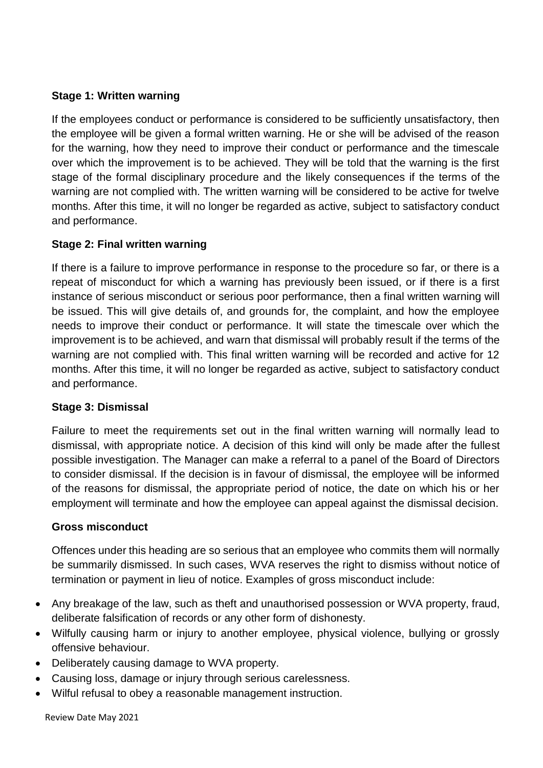**Stage 1: Written warning**

If the employees conduct or performance is considered to be sufficiently unsatisfactory, then the employee will be given a formal written warning. He or she will be advised of the reason for the warning, how they need to improve their conduct or performance and the timescale over which the improvement is to be achieved. They will be told that the warning is the first stage of the formal disciplinary procedure and the likely consequences if the terms of the warning are not complied with. The written warning will be considered to be active for twelve months. After this time, it will no longer be regarded as active, subject to satisfactory conduct and performance.

**Stage 2: Final written warning**

If there is a failure to improve performance in response to the procedure so far, or there is a repeat of misconduct for which a warning has previously been issued, or if there is a first instance of serious misconduct or serious poor performance, then a final written warning will be issued. This will give details of, and grounds for, the complaint, and how the employee needs to improve their conduct or performance. It will state the timescale over which the improvement is to be achieved, and warn that dismissal will probably result if the terms of the warning are not complied with. This final written warning will be recorded and active for 12 months. After this time, it will no longer be regarded as active, subject to satisfactory conduct and performance.

**Stage 3: Dismissal**

Failure to meet the requirements set out in the final written warning will normally lead to dismissal, with appropriate notice. A decision of this kind will only be made after the fullest possible investigation. The Manager can make a referral to a panel of the Board of Directors to consider dismissal. If the decision is in favour of dismissal, the employee will be informed of the reasons for dismissal, the appropriate period of notice, the date on which his or her employment will terminate and how the employee can appeal against the dismissal decision.

**Gross misconduct**

Offences under this heading are so serious that an employee who commits them will normally be summarily dismissed. In such cases, WVA reserves the right to dismiss without notice of termination or payment in lieu of notice. Examples of gross misconduct include:

- Any breakage of the law, such as theft and unauthorised possession or WVA property, fraud, deliberate falsification of records or any other form of dishonesty.
- Wilfully causing harm or injury to another employee, physical violence, bullying or grossly offensive behaviour.
- Deliberately causing damage to WVA property.
- Causing loss, damage or injury through serious carelessness.
- Wilful refusal to obey a reasonable management instruction.

Review Date May 2021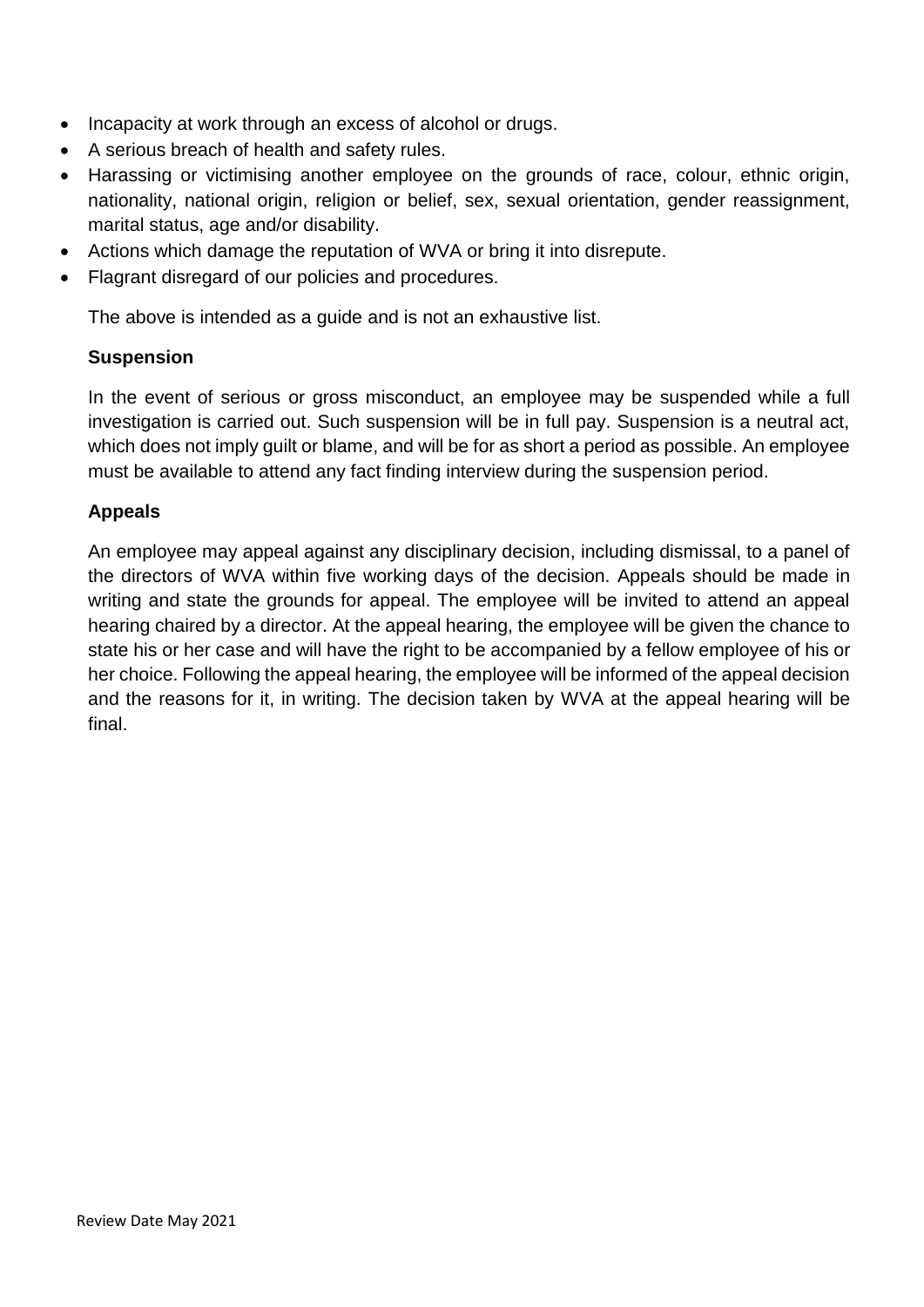- Incapacity at work through an excess of alcohol or drugs.
- A serious breach of health and safety rules.
- Harassing or victimising another employee on the grounds of race, colour, ethnic origin, nationality, national origin, religion or belief, sex, sexual orientation, gender reassignment, marital status, age and/or disability.
- Actions which damage the reputation of WVA or bring it into disrepute.
- Flagrant disregard of our policies and procedures.

The above is intended as a guide and is not an exhaustive list.

**Suspension**

In the event of serious or gross misconduct, an employee may be suspended while a full investigation is carried out. Such suspension will be in full pay. Suspension is a neutral act, which does not imply guilt or blame, and will be for as short a period as possible. An employee must be available to attend any fact finding interview during the suspension period.

**Appeals**

An employee may appeal against any disciplinary decision, including dismissal, to a panel of the directors of WVA within five working days of the decision. Appeals should be made in writing and state the grounds for appeal. The employee will be invited to attend an appeal hearing chaired by a director. At the appeal hearing, the employee will be given the chance to state his or her case and will have the right to be accompanied by a fellow employee of his or her choice. Following the appeal hearing, the employee will be informed of the appeal decision and the reasons for it, in writing. The decision taken by WVA at the appeal hearing will be final.

Review Date May 2021